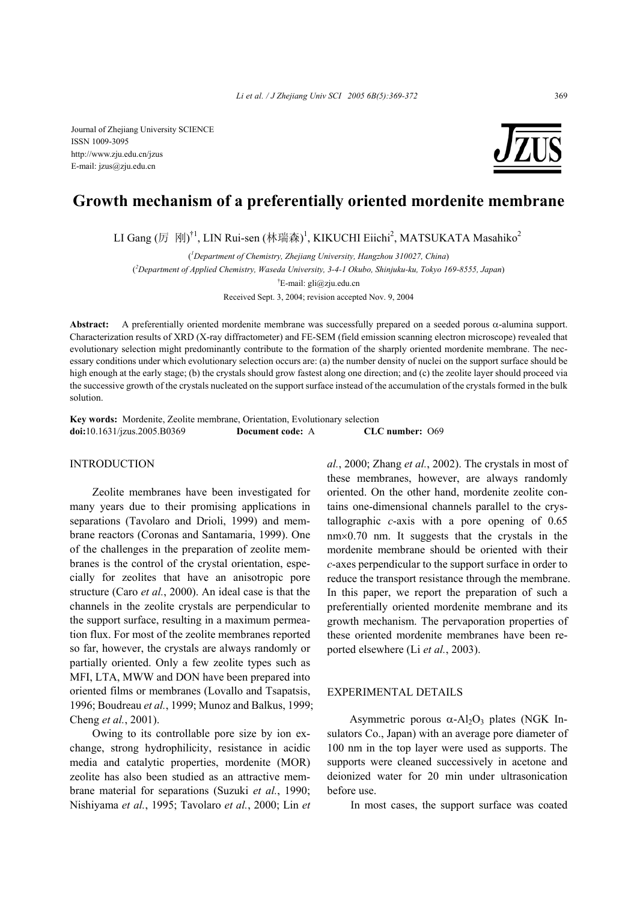Journal of Zhejiang University SCIENCE
ISSN 1009-3095
http://www.zju.edu.cn/jzus
E-mail: jzus@zju.edu.cn

# Growth mechanism of a preferentially oriented mordenite membrane

LI Gang (厉 刚)[†1], LIN Rui-sen (林瑞森)[1], KIKUCHI Eiichi[2], MATSUKATA Masahiko[2]

([1]*Department of Chemistry, Zhejiang University, Hangzhou 310027, China*)

([2]*Department of Applied Chemistry, Waseda University, 3-4-1 Okubo, Shinjuku-ku, Tokyo 169-8555, Japan*)

[†]E-mail: gli@zju.edu.cn

Received Sept. 3, 2004; revision accepted Nov. 9, 2004

**Abstract:** A preferentially oriented mordenite membrane was successfully prepared on a seeded porous α-alumina support. Characterization results of XRD (X-ray diffractometer) and FE-SEM (field emission scanning electron microscope) revealed that evolutionary selection might predominantly contribute to the formation of the sharply oriented mordenite membrane. The necessary conditions under which evolutionary selection occurs are: (a) the number density of nuclei on the support surface should be high enough at the early stage; (b) the crystals should grow fastest along one direction; and (c) the zeolite layer should proceed via the successive growth of the crystals nucleated on the support surface instead of the accumulation of the crystals formed in the bulk solution.

**Key words:** Mordenite, Zeolite membrane, Orientation, Evolutionary selection
**doi:**10.1631/jzus.2005.B0369 **Document code:** A **CLC number:** O69

## INTRODUCTION

Zeolite membranes have been investigated for many years due to their promising applications in separations (Tavolaro and Drioli, 1999) and membrane reactors (Coronas and Santamaria, 1999). One of the challenges in the preparation of zeolite membranes is the control of the crystal orientation, especially for zeolites that have an anisotropic pore structure (Caro *et al.*, 2000). An ideal case is that the channels in the zeolite crystals are perpendicular to the support surface, resulting in a maximum permeation flux. For most of the zeolite membranes reported so far, however, the crystals are always randomly or partially oriented. Only a few zeolite types such as MFI, LTA, MWW and DON have been prepared into oriented films or membranes (Lovallo and Tsapatsis, 1996; Boudreau *et al.*, 1999; Munoz and Balkus, 1999; Cheng *et al.*, 2001).

Owing to its controllable pore size by ion exchange, strong hydrophilicity, resistance in acidic media and catalytic properties, mordenite (MOR) zeolite has also been studied as an attractive membrane material for separations (Suzuki *et al.*, 1990; Nishiyama *et al.*, 1995; Tavolaro *et al.*, 2000; Lin *et al.*, 2000; Zhang *et al.*, 2002). The crystals in most of these membranes, however, are always randomly oriented. On the other hand, mordenite zeolite contains one-dimensional channels parallel to the crystallographic *c*-axis with a pore opening of 0.65 nm×0.70 nm. It suggests that the crystals in the mordenite membrane should be oriented with their *c*-axes perpendicular to the support surface in order to reduce the transport resistance through the membrane. In this paper, we report the preparation of such a preferentially oriented mordenite membrane and its growth mechanism. The pervaporation properties of these oriented mordenite membranes have been reported elsewhere (Li *et al.*, 2003).

## EXPERIMENTAL DETAILS

Asymmetric porous α-$Al_2O_3$ plates (NGK Insulators Co., Japan) with an average pore diameter of 100 nm in the top layer were used as supports. The supports were cleaned successively in acetone and deionized water for 20 min under ultrasonication before use.

In most cases, the support surface was coated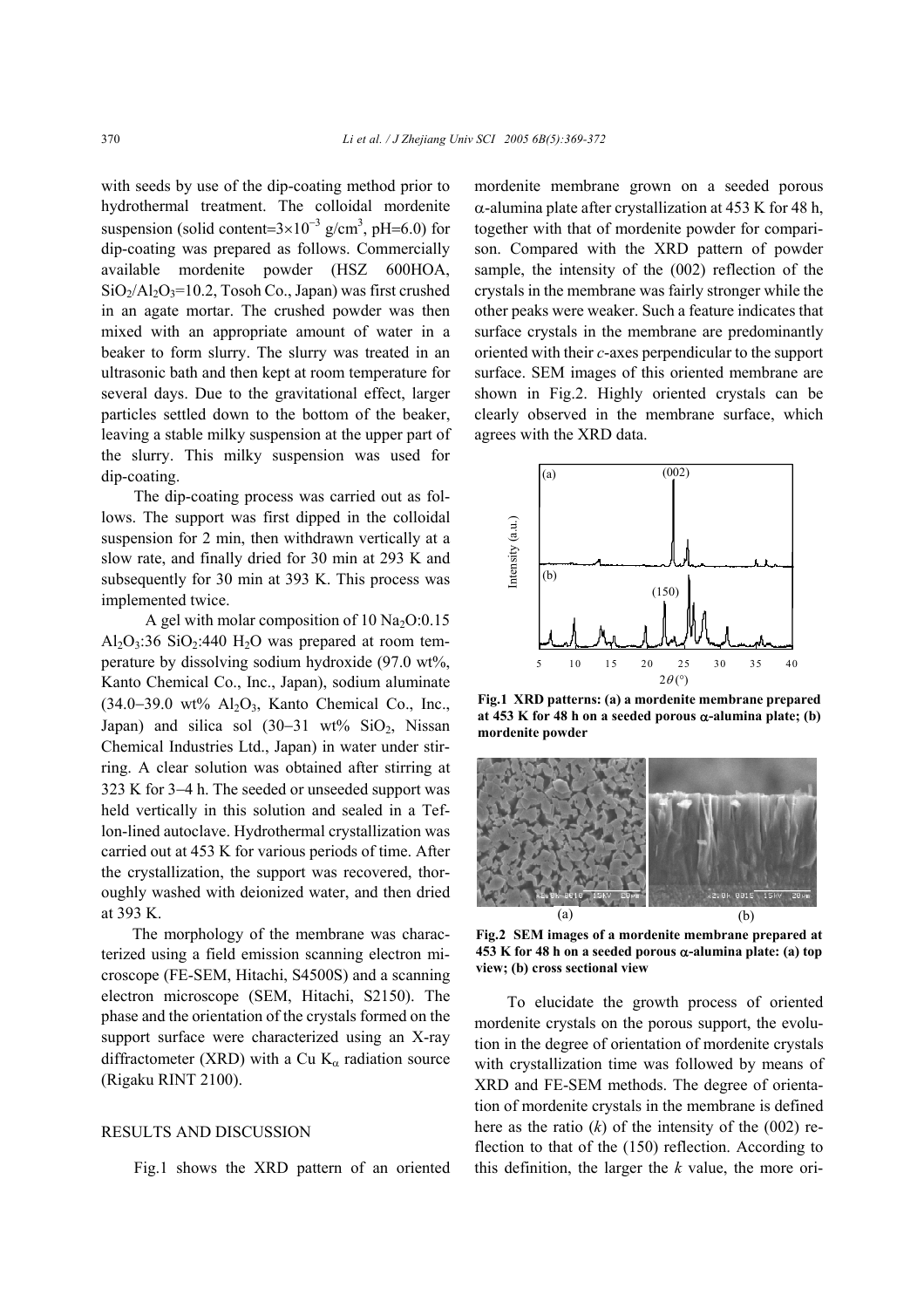with seeds by use of the dip-coating method prior to hydrothermal treatment. The colloidal mordenite suspension (solid content=$3\times10^{-3}$ g/cm$^3$, pH=6.0) for dip-coating was prepared as follows. Commercially available mordenite powder (HSZ 600HOA, $SiO_2/Al_2O_3$=10.2, Tosoh Co., Japan) was first crushed in an agate mortar. The crushed powder was then mixed with an appropriate amount of water in a beaker to form slurry. The slurry was treated in an ultrasonic bath and then kept at room temperature for several days. Due to the gravitational effect, larger particles settled down to the bottom of the beaker, leaving a stable milky suspension at the upper part of the slurry. This milky suspension was used for dip-coating.

The dip-coating process was carried out as follows. The support was first dipped in the colloidal suspension for 2 min, then withdrawn vertically at a slow rate, and finally dried for 30 min at 293 K and subsequently for 30 min at 393 K. This process was implemented twice.

A gel with molar composition of 10 $Na_2O$:0.15 $Al_2O_3$:36 $SiO_2$:440 $H_2O$ was prepared at room temperature by dissolving sodium hydroxide (97.0 wt%, Kanto Chemical Co., Inc., Japan), sodium aluminate (34.0–39.0 wt% $Al_2O_3$, Kanto Chemical Co., Inc., Japan) and silica sol (30–31 wt% $SiO_2$, Nissan Chemical Industries Ltd., Japan) in water under stirring. A clear solution was obtained after stirring at 323 K for 3–4 h. The seeded or unseeded support was held vertically in this solution and sealed in a Teflon-lined autoclave. Hydrothermal crystallization was carried out at 453 K for various periods of time. After the crystallization, the support was recovered, thoroughly washed with deionized water, and then dried at 393 K.

The morphology of the membrane was characterized using a field emission scanning electron microscope (FE-SEM, Hitachi, S4500S) and a scanning electron microscope (SEM, Hitachi, S2150). The phase and the orientation of the crystals formed on the support surface were characterized using an X-ray diffractometer (XRD) with a Cu $K_\alpha$ radiation source (Rigaku RINT 2100).

## RESULTS AND DISCUSSION

Fig.1 shows the XRD pattern of an oriented mordenite membrane grown on a seeded porous $\alpha$-alumina plate after crystallization at 453 K for 48 h, together with that of mordenite powder for comparison. Compared with the XRD pattern of powder sample, the intensity of the (002) reflection of the crystals in the membrane was fairly stronger while the other peaks were weaker. Such a feature indicates that surface crystals in the membrane are predominantly oriented with their *c*-axes perpendicular to the support surface. SEM images of this oriented membrane are shown in Fig.2. Highly oriented crystals can be clearly observed in the membrane surface, which agrees with the XRD data.

**Fig.1 XRD patterns: (a) a mordenite membrane prepared at 453 K for 48 h on a seeded porous $\alpha$-alumina plate; (b) mordenite powder**

**Fig.2 SEM images of a mordenite membrane prepared at 453 K for 48 h on a seeded porous $\alpha$-alumina plate: (a) top view; (b) cross sectional view**

To elucidate the growth process of oriented mordenite crystals on the porous support, the evolution in the degree of orientation of mordenite crystals with crystallization time was followed by means of XRD and FE-SEM methods. The degree of orientation of mordenite crystals in the membrane is defined here as the ratio ($k$) of the intensity of the (002) reflection to that of the (150) reflection. According to this definition, the larger the $k$ value, the more ori-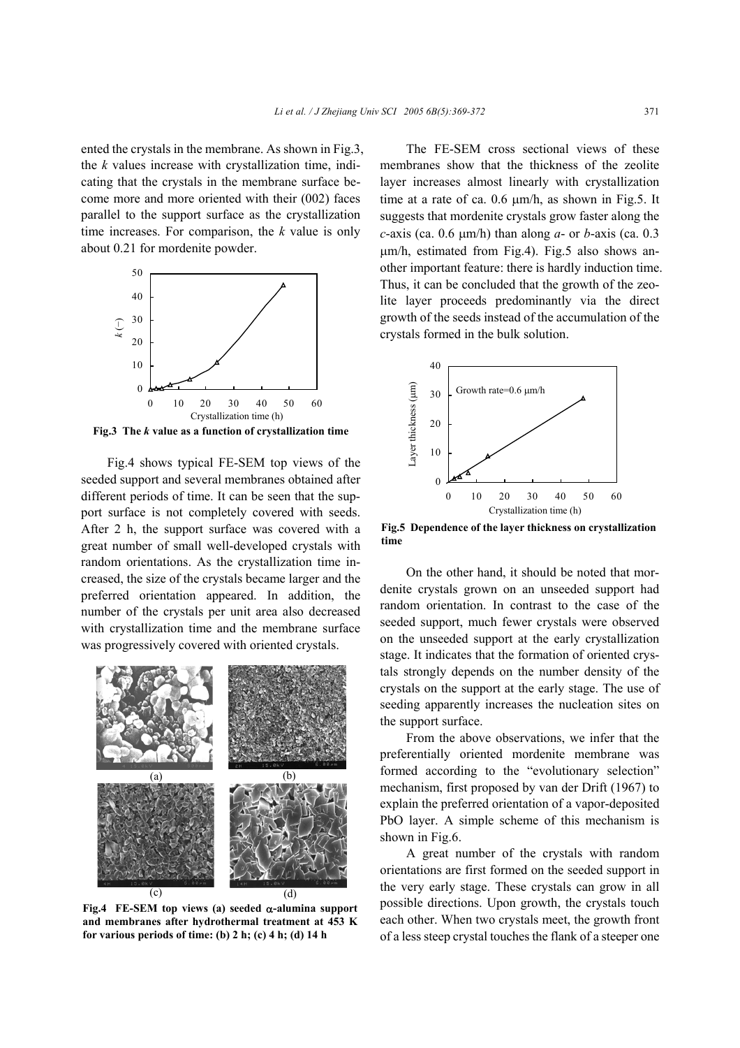ented the crystals in the membrane. As shown in Fig.3, the $k$ values increase with crystallization time, indicating that the crystals in the membrane surface become more and more oriented with their (002) faces parallel to the support surface as the crystallization time increases. For comparison, the $k$ value is only about 0.21 for mordenite powder.

**Fig.3 The $k$ value as a function of crystallization time**

Fig.4 shows typical FE-SEM top views of the seeded support and several membranes obtained after different periods of time. It can be seen that the support surface is not completely covered with seeds. After 2 h, the support surface was covered with a great number of small well-developed crystals with random orientations. As the crystallization time increased, the size of the crystals became larger and the preferred orientation appeared. In addition, the number of the crystals per unit area also decreased with crystallization time and the membrane surface was progressively covered with oriented crystals.

**Fig.4 FE-SEM top views (a) seeded $\alpha$-alumina support and membranes after hydrothermal treatment at 453 K for various periods of time: (b) 2 h; (c) 4 h; (d) 14 h**

The FE-SEM cross sectional views of these membranes show that the thickness of the zeolite layer increases almost linearly with crystallization time at a rate of ca. 0.6 μm/h, as shown in Fig.5. It suggests that mordenite crystals grow faster along the $c$-axis (ca. 0.6 μm/h) than along $a$- or $b$-axis (ca. 0.3 μm/h, estimated from Fig.4). Fig.5 also shows another important feature: there is hardly induction time. Thus, it can be concluded that the growth of the zeolite layer proceeds predominantly via the direct growth of the seeds instead of the accumulation of the crystals formed in the bulk solution.

**Fig.5 Dependence of the layer thickness on crystallization time**

On the other hand, it should be noted that mordenite crystals grown on an unseeded support had random orientation. In contrast to the case of the seeded support, much fewer crystals were observed on the unseeded support at the early crystallization stage. It indicates that the formation of oriented crystals strongly depends on the number density of the crystals on the support at the early stage. The use of seeding apparently increases the nucleation sites on the support surface.

From the above observations, we infer that the preferentially oriented mordenite membrane was formed according to the "evolutionary selection" mechanism, first proposed by van der Drift (1967) to explain the preferred orientation of a vapor-deposited PbO layer. A simple scheme of this mechanism is shown in Fig.6.

A great number of the crystals with random orientations are first formed on the seeded support in the very early stage. These crystals can grow in all possible directions. Upon growth, the crystals touch each other. When two crystals meet, the growth front of a less steep crystal touches the flank of a steeper one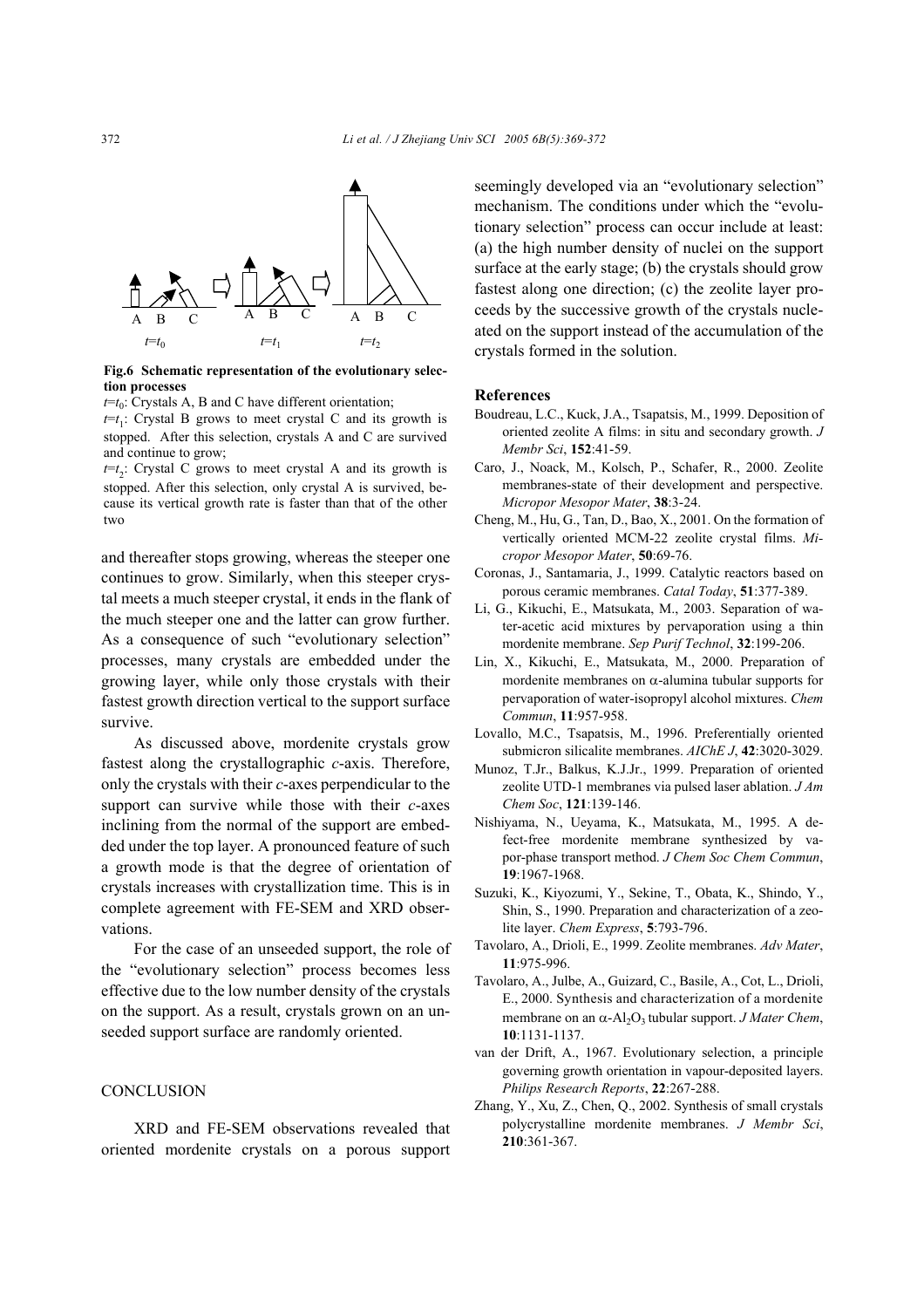A B C

$t=t_0$

A B C

$t=t_1$

A B C

$t=t_2$

**Fig.6 Schematic representation of the evolutionary selection processes**

$t=t_0$: Crystals A, B and C have different orientation;

$t=t_1$: Crystal B grows to meet crystal C and its growth is stopped. After this selection, crystals A and C are survived and continue to grow;

$t=t_2$: Crystal C grows to meet crystal A and its growth is stopped. After this selection, only crystal A is survived, because its vertical growth rate is faster than that of the other two

and thereafter stops growing, whereas the steeper one continues to grow. Similarly, when this steeper crystal meets a much steeper crystal, it ends in the flank of the much steeper one and the latter can grow further. As a consequence of such "evolutionary selection" processes, many crystals are embedded under the growing layer, while only those crystals with their fastest growth direction vertical to the support surface survive.

As discussed above, mordenite crystals grow fastest along the crystallographic *c*-axis. Therefore, only the crystals with their *c*-axes perpendicular to the support can survive while those with their *c*-axes inclining from the normal of the support are embedded under the top layer. A pronounced feature of such a growth mode is that the degree of orientation of crystals increases with crystallization time. This is in complete agreement with FE-SEM and XRD observations.

For the case of an unseeded support, the role of the "evolutionary selection" process becomes less effective due to the low number density of the crystals on the support. As a result, crystals grown on an unseeded support surface are randomly oriented.

## CONCLUSION

XRD and FE-SEM observations revealed that oriented mordenite crystals on a porous support seemingly developed via an "evolutionary selection" mechanism. The conditions under which the "evolutionary selection" process can occur include at least: (a) the high number density of nuclei on the support surface at the early stage; (b) the crystals should grow fastest along one direction; (c) the zeolite layer proceeds by the successive growth of the crystals nucleated on the support instead of the accumulation of the crystals formed in the solution.

## References

Boudreau, L.C., Kuck, J.A., Tsapatsis, M., 1999. Deposition of oriented zeolite A films: in situ and secondary growth. *J Membr Sci*, **152**:41-59.

Caro, J., Noack, M., Kolsch, P., Schafer, R., 2000. Zeolite membranes-state of their development and perspective. *Micropor Mesopor Mater*, **38**:3-24.

Cheng, M., Hu, G., Tan, D., Bao, X., 2001. On the formation of vertically oriented MCM-22 zeolite crystal films. *Micropor Mesopor Mater*, **50**:69-76.

Coronas, J., Santamaria, J., 1999. Catalytic reactors based on porous ceramic membranes. *Catal Today*, **51**:377-389.

Li, G., Kikuchi, E., Matsukata, M., 2003. Separation of water-acetic acid mixtures by pervaporation using a thin mordenite membrane. *Sep Purif Technol*, **32**:199-206.

Lin, X., Kikuchi, E., Matsukata, M., 2000. Preparation of mordenite membranes on $\alpha$-alumina tubular supports for pervaporation of water-isopropyl alcohol mixtures. *Chem Commun*, **11**:957-958.

Lovallo, M.C., Tsapatsis, M., 1996. Preferentially oriented submicron silicalite membranes. *AIChE J*, **42**:3020-3029.

Munoz, T.Jr., Balkus, K.J.Jr., 1999. Preparation of oriented zeolite UTD-1 membranes via pulsed laser ablation. *J Am Chem Soc*, **121**:139-146.

Nishiyama, N., Ueyama, K., Matsukata, M., 1995. A defect-free mordenite membrane synthesized by vapor-phase transport method. *J Chem Soc Chem Commun*, **19**:1967-1968.

Suzuki, K., Kiyozumi, Y., Sekine, T., Obata, K., Shindo, Y., Shin, S., 1990. Preparation and characterization of a zeolite layer. *Chem Express*, **5**:793-796.

Tavolaro, A., Drioli, E., 1999. Zeolite membranes. *Adv Mater*, **11**:975-996.

Tavolaro, A., Julbe, A., Guizard, C., Basile, A., Cot, L., Drioli, E., 2000. Synthesis and characterization of a mordenite membrane on an $\alpha$-$Al_2O_3$ tubular support. *J Mater Chem*, **10**:1131-1137.

van der Drift, A., 1967. Evolutionary selection, a principle governing growth orientation in vapour-deposited layers. *Philips Research Reports*, **22**:267-288.

Zhang, Y., Xu, Z., Chen, Q., 2002. Synthesis of small crystals polycrystalline mordenite membranes. *J Membr Sci*, **210**:361-367.